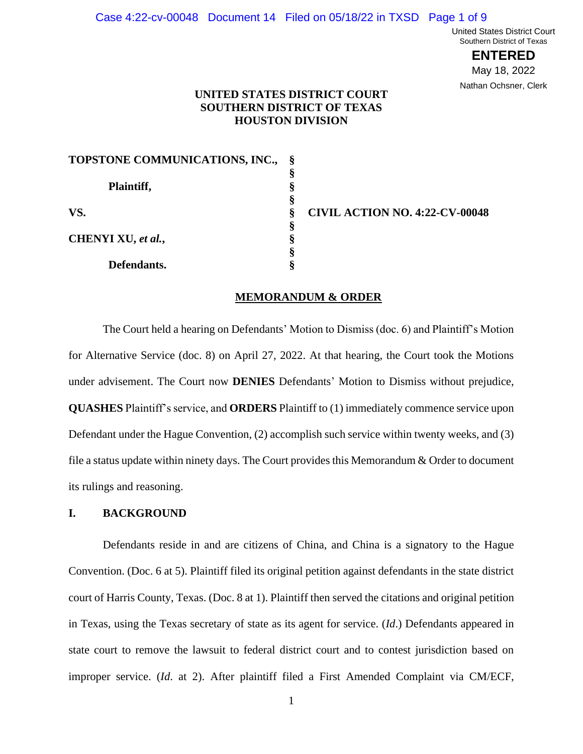# UNITED STATES DISTRICT COURT
# SOUTHERN DISTRICT OF TEXAS
# HOUSTON DIVISION

| | | |
|---|---|---|
| **TOPSTONE COMMUNICATIONS, INC.,** | § | |
| | § | |
| **Plaintiff,** | § | |
| | § | |
| **VS.** | § | **CIVIL ACTION NO. 4:22-CV-00048** |
| | § | |
| **CHENYI XU, *et al.*,** | § | |
| | § | |
| **Defendants.** | § | |

## MEMORANDUM & ORDER

The Court held a hearing on Defendants' Motion to Dismiss (doc. 6) and Plaintiff's Motion for Alternative Service (doc. 8) on April 27, 2022. At that hearing, the Court took the Motions under advisement. The Court now **DENIES** Defendants' Motion to Dismiss without prejudice, **QUASHES** Plaintiff's service, and **ORDERS** Plaintiff to (1) immediately commence service upon Defendant under the Hague Convention, (2) accomplish such service within twenty weeks, and (3) file a status update within ninety days. The Court provides this Memorandum & Order to document its rulings and reasoning.

## I. BACKGROUND

Defendants reside in and are citizens of China, and China is a signatory to the Hague Convention. (Doc. 6 at 5). Plaintiff filed its original petition against defendants in the state district court of Harris County, Texas. (Doc. 8 at 1). Plaintiff then served the citations and original petition in Texas, using the Texas secretary of state as its agent for service. (*Id.*) Defendants appeared in state court to remove the lawsuit to federal district court and to contest jurisdiction based on improper service. (*Id.* at 2). After plaintiff filed a First Amended Complaint via CM/ECF,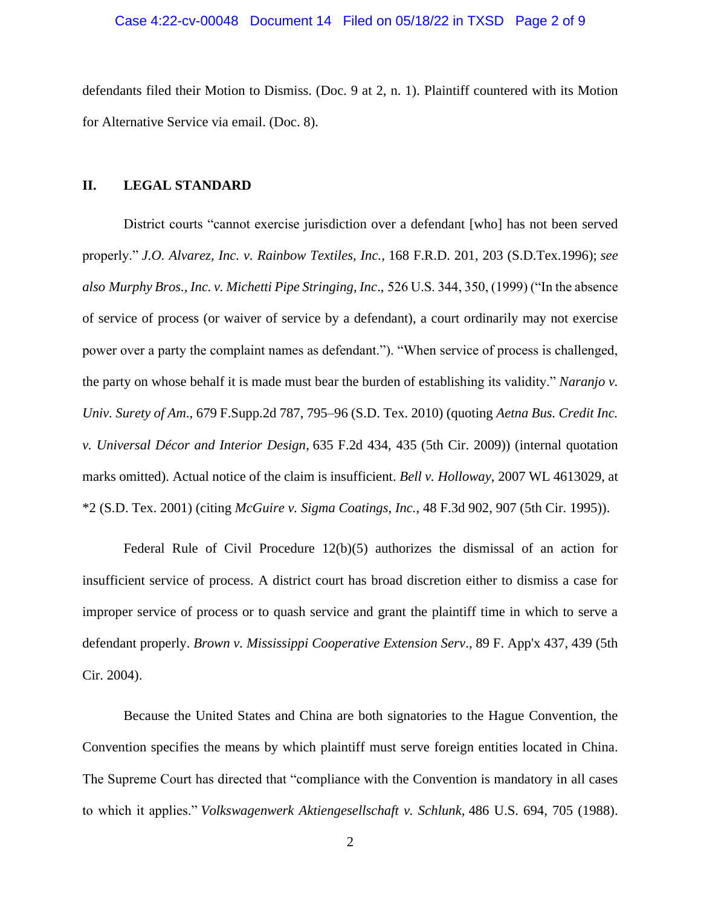defendants filed their Motion to Dismiss. (Doc. 9 at 2, n. 1). Plaintiff countered with its Motion for Alternative Service via email. (Doc. 8).

## II. LEGAL STANDARD

District courts "cannot exercise jurisdiction over a defendant [who] has not been served properly." *J.O. Alvarez, Inc. v. Rainbow Textiles, Inc.*, 168 F.R.D. 201, 203 (S.D.Tex.1996); *see also Murphy Bros., Inc. v. Michetti Pipe Stringing, Inc*., 526 U.S. 344, 350, (1999) ("In the absence of service of process (or waiver of service by a defendant), a court ordinarily may not exercise power over a party the complaint names as defendant."). "When service of process is challenged, the party on whose behalf it is made must bear the burden of establishing its validity." *Naranjo v. Univ. Surety of Am*., 679 F.Supp.2d 787, 795–96 (S.D. Tex. 2010) (quoting *Aetna Bus. Credit Inc. v. Universal Décor and Interior Design*, 635 F.2d 434, 435 (5th Cir. 2009)) (internal quotation marks omitted). Actual notice of the claim is insufficient. *Bell v. Holloway*, 2007 WL 4613029, at *2 (S.D. Tex. 2001) (citing *McGuire v. Sigma Coatings, Inc.*, 48 F.3d 902, 907 (5th Cir. 1995)).

Federal Rule of Civil Procedure 12(b)(5) authorizes the dismissal of an action for insufficient service of process. A district court has broad discretion either to dismiss a case for improper service of process or to quash service and grant the plaintiff time in which to serve a defendant properly. *Brown v. Mississippi Cooperative Extension Serv*., 89 F. App'x 437, 439 (5th Cir. 2004).

Because the United States and China are both signatories to the Hague Convention, the Convention specifies the means by which plaintiff must serve foreign entities located in China. The Supreme Court has directed that "compliance with the Convention is mandatory in all cases to which it applies." *Volkswagenwerk Aktiengesellschaft v. Schlunk*, 486 U.S. 694, 705 (1988).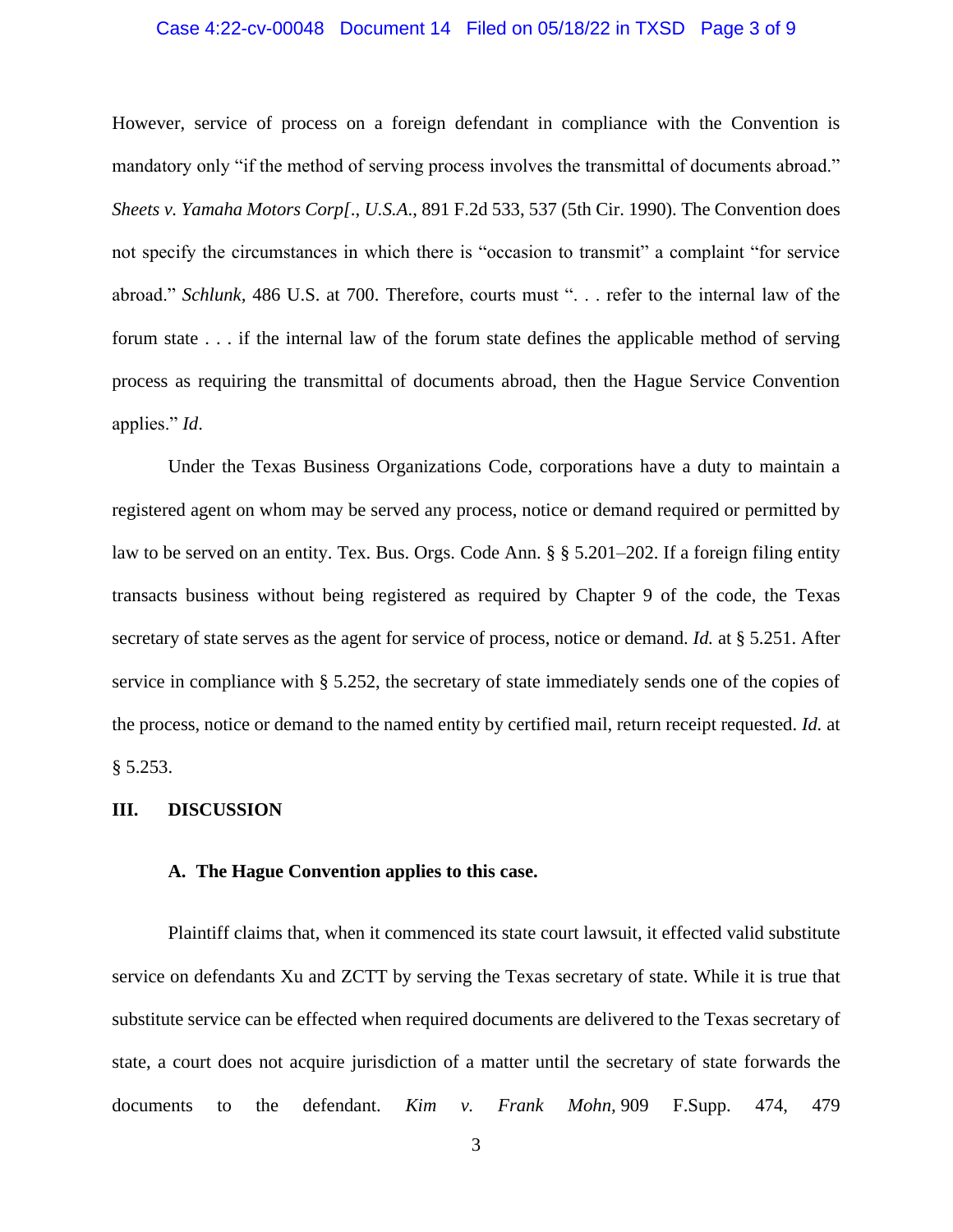However, service of process on a foreign defendant in compliance with the Convention is mandatory only "if the method of serving process involves the transmittal of documents abroad." *Sheets v. Yamaha Motors Corp[., U.S.A.*, 891 F.2d 533, 537 (5th Cir. 1990). The Convention does not specify the circumstances in which there is "occasion to transmit" a complaint "for service abroad." *Schlunk*, 486 U.S. at 700. Therefore, courts must ". . . refer to the internal law of the forum state . . . if the internal law of the forum state defines the applicable method of serving process as requiring the transmittal of documents abroad, then the Hague Service Convention applies." *Id*.

Under the Texas Business Organizations Code, corporations have a duty to maintain a registered agent on whom may be served any process, notice or demand required or permitted by law to be served on an entity. Tex. Bus. Orgs. Code Ann. § § 5.201–202. If a foreign filing entity transacts business without being registered as required by Chapter 9 of the code, the Texas secretary of state serves as the agent for service of process, notice or demand. *Id.* at § 5.251. After service in compliance with § 5.252, the secretary of state immediately sends one of the copies of the process, notice or demand to the named entity by certified mail, return receipt requested. *Id.* at § 5.253.

## III. DISCUSSION

### A. The Hague Convention applies to this case.

Plaintiff claims that, when it commenced its state court lawsuit, it effected valid substitute service on defendants Xu and ZCTT by serving the Texas secretary of state. While it is true that substitute service can be effected when required documents are delivered to the Texas secretary of state, a court does not acquire jurisdiction of a matter until the secretary of state forwards the documents to the defendant. *Kim v. Frank Mohn*, 909 F.Supp. 474, 479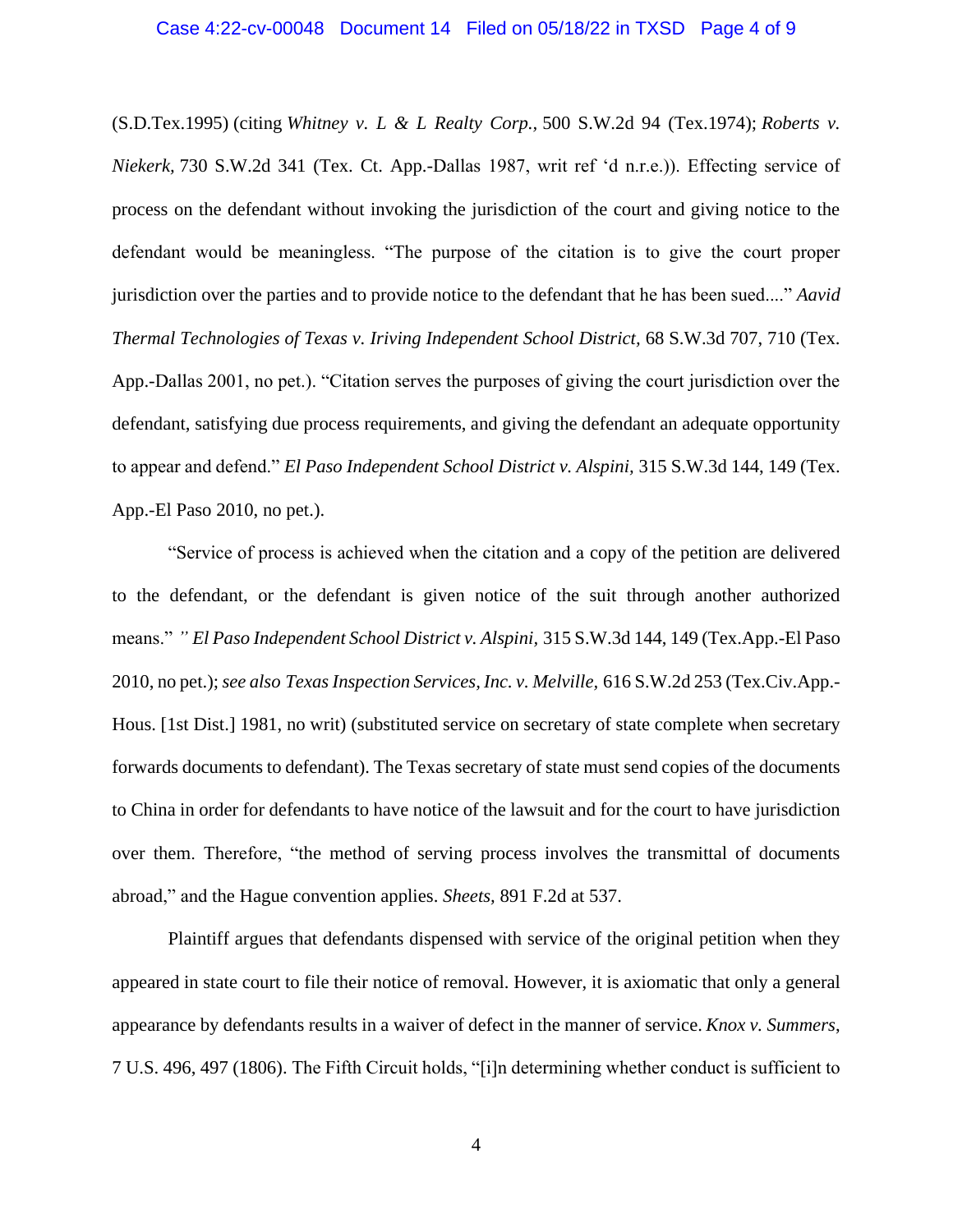(S.D.Tex.1995) (citing *Whitney v. L & L Realty Corp.,* 500 S.W.2d 94 (Tex.1974); *Roberts v. Niekerk,* 730 S.W.2d 341 (Tex. Ct. App.-Dallas 1987, writ ref 'd n.r.e.)). Effecting service of process on the defendant without invoking the jurisdiction of the court and giving notice to the defendant would be meaningless. "The purpose of the citation is to give the court proper jurisdiction over the parties and to provide notice to the defendant that he has been sued...." *Aavid Thermal Technologies of Texas v. Iriving Independent School District,* 68 S.W.3d 707, 710 (Tex. App.-Dallas 2001, no pet.). "Citation serves the purposes of giving the court jurisdiction over the defendant, satisfying due process requirements, and giving the defendant an adequate opportunity to appear and defend." *El Paso Independent School District v. Alspini,* 315 S.W.3d 144, 149 (Tex. App.-El Paso 2010, no pet.).

"Service of process is achieved when the citation and a copy of the petition are delivered to the defendant, or the defendant is given notice of the suit through another authorized means." *" El Paso Independent School District v. Alspini,* 315 S.W.3d 144, 149 (Tex.App.-El Paso 2010, no pet.); *see also Texas Inspection Services, Inc. v. Melville,* 616 S.W.2d 253 (Tex.Civ.App.-Hous. [1st Dist.] 1981, no writ) (substituted service on secretary of state complete when secretary forwards documents to defendant). The Texas secretary of state must send copies of the documents to China in order for defendants to have notice of the lawsuit and for the court to have jurisdiction over them. Therefore, "the method of serving process involves the transmittal of documents abroad," and the Hague convention applies. *Sheets,* 891 F.2d at 537.

Plaintiff argues that defendants dispensed with service of the original petition when they appeared in state court to file their notice of removal. However, it is axiomatic that only a general appearance by defendants results in a waiver of defect in the manner of service. *Knox v. Summers*, 7 U.S. 496, 497 (1806). The Fifth Circuit holds, "[i]n determining whether conduct is sufficient to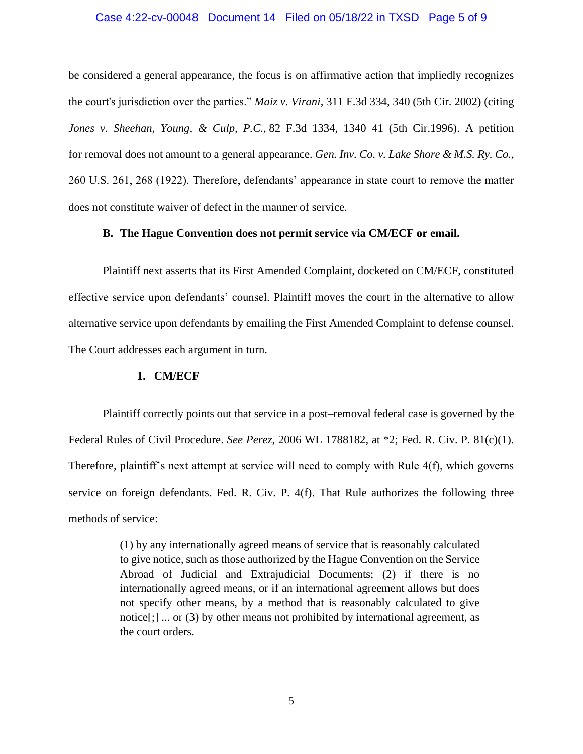be considered a general appearance, the focus is on affirmative action that impliedly recognizes the court's jurisdiction over the parties." *Maiz v. Virani*, 311 F.3d 334, 340 (5th Cir. 2002) (citing *Jones v. Sheehan, Young, & Culp, P.C.*, 82 F.3d 1334, 1340–41 (5th Cir.1996). A petition for removal does not amount to a general appearance. *Gen. Inv. Co. v. Lake Shore & M.S. Ry. Co.*, 260 U.S. 261, 268 (1922). Therefore, defendants' appearance in state court to remove the matter does not constitute waiver of defect in the manner of service.

### B. The Hague Convention does not permit service via CM/ECF or email.

Plaintiff next asserts that its First Amended Complaint, docketed on CM/ECF, constituted effective service upon defendants' counsel. Plaintiff moves the court in the alternative to allow alternative service upon defendants by emailing the First Amended Complaint to defense counsel. The Court addresses each argument in turn.

#### 1. CM/ECF

Plaintiff correctly points out that service in a post–removal federal case is governed by the Federal Rules of Civil Procedure. *See Perez*, 2006 WL 1788182, at *2; Fed. R. Civ. P. 81(c)(1). Therefore, plaintiff's next attempt at service will need to comply with Rule 4(f), which governs service on foreign defendants. Fed. R. Civ. P. 4(f). That Rule authorizes the following three methods of service:

> (1) by any internationally agreed means of service that is reasonably calculated to give notice, such as those authorized by the Hague Convention on the Service Abroad of Judicial and Extrajudicial Documents; (2) if there is no internationally agreed means, or if an international agreement allows but does not specify other means, by a method that is reasonably calculated to give notice[;] ... or (3) by other means not prohibited by international agreement, as the court orders.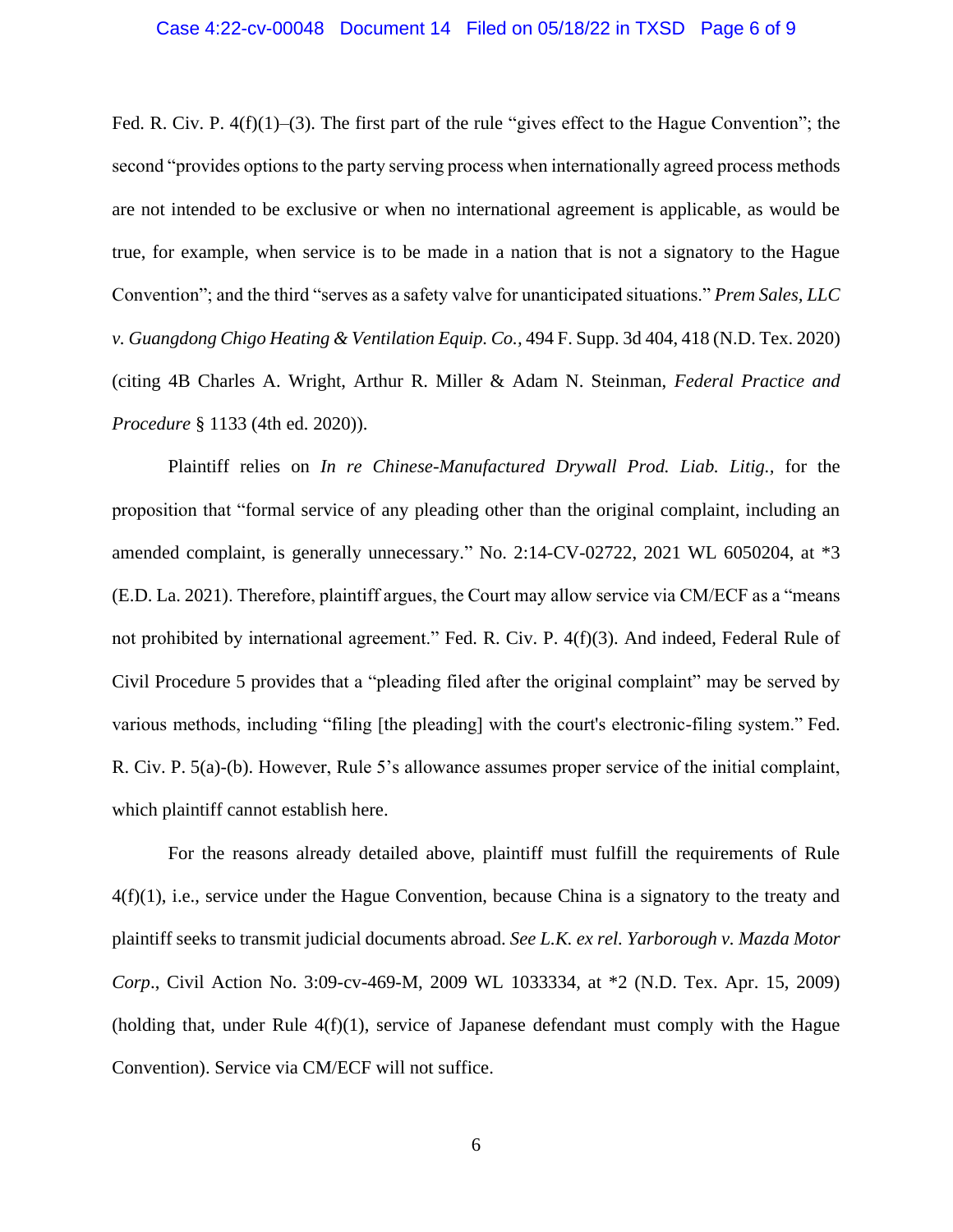Fed. R. Civ. P. 4(f)(1)–(3). The first part of the rule "gives effect to the Hague Convention"; the second "provides options to the party serving process when internationally agreed process methods are not intended to be exclusive or when no international agreement is applicable, as would be true, for example, when service is to be made in a nation that is not a signatory to the Hague Convention"; and the third "serves as a safety valve for unanticipated situations." *Prem Sales, LLC v. Guangdong Chigo Heating & Ventilation Equip. Co.*, 494 F. Supp. 3d 404, 418 (N.D. Tex. 2020) (citing 4B Charles A. Wright, Arthur R. Miller & Adam N. Steinman, *Federal Practice and Procedure* § 1133 (4th ed. 2020)).

Plaintiff relies on *In re Chinese-Manufactured Drywall Prod. Liab. Litig.*, for the proposition that "formal service of any pleading other than the original complaint, including an amended complaint, is generally unnecessary." No. 2:14-CV-02722, 2021 WL 6050204, at *3 (E.D. La. 2021). Therefore, plaintiff argues, the Court may allow service via CM/ECF as a "means not prohibited by international agreement." Fed. R. Civ. P. 4(f)(3). And indeed, Federal Rule of Civil Procedure 5 provides that a "pleading filed after the original complaint" may be served by various methods, including "filing [the pleading] with the court's electronic-filing system." Fed. R. Civ. P. 5(a)-(b). However, Rule 5's allowance assumes proper service of the initial complaint, which plaintiff cannot establish here.

For the reasons already detailed above, plaintiff must fulfill the requirements of Rule 4(f)(1), i.e., service under the Hague Convention, because China is a signatory to the treaty and plaintiff seeks to transmit judicial documents abroad. *See L.K. ex rel. Yarborough v. Mazda Motor Corp.*, Civil Action No. 3:09-cv-469-M, 2009 WL 1033334, at *2 (N.D. Tex. Apr. 15, 2009) (holding that, under Rule 4(f)(1), service of Japanese defendant must comply with the Hague Convention). Service via CM/ECF will not suffice.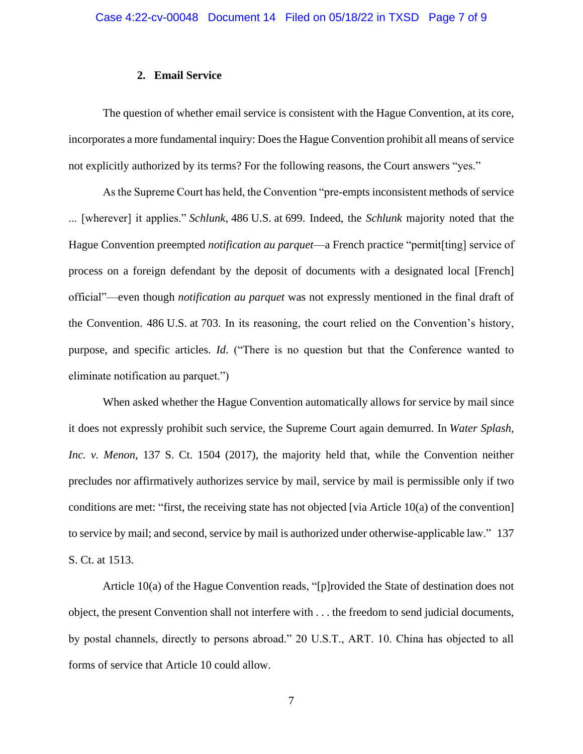### 2. Email Service

The question of whether email service is consistent with the Hague Convention, at its core, incorporates a more fundamental inquiry: Does the Hague Convention prohibit all means of service not explicitly authorized by its terms? For the following reasons, the Court answers "yes."

As the Supreme Court has held, the Convention "pre-empts inconsistent methods of service ... [wherever] it applies." *Schlunk*, 486 U.S. at 699. Indeed, the *Schlunk* majority noted that the Hague Convention preempted *notification au parquet*—a French practice "permit[ting] service of process on a foreign defendant by the deposit of documents with a designated local [French] official"—even though *notification au parquet* was not expressly mentioned in the final draft of the Convention. 486 U.S. at 703. In its reasoning, the court relied on the Convention's history, purpose, and specific articles. *Id*. ("There is no question but that the Conference wanted to eliminate notification au parquet.")

When asked whether the Hague Convention automatically allows for service by mail since it does not expressly prohibit such service, the Supreme Court again demurred. In *Water Splash, Inc. v. Menon*, 137 S. Ct. 1504 (2017), the majority held that, while the Convention neither precludes nor affirmatively authorizes service by mail, service by mail is permissible only if two conditions are met: "first, the receiving state has not objected [via Article 10(a) of the convention] to service by mail; and second, service by mail is authorized under otherwise-applicable law." 137 S. Ct. at 1513.

Article 10(a) of the Hague Convention reads, "[p]rovided the State of destination does not object, the present Convention shall not interfere with . . . the freedom to send judicial documents, by postal channels, directly to persons abroad." 20 U.S.T., ART. 10. China has objected to all forms of service that Article 10 could allow.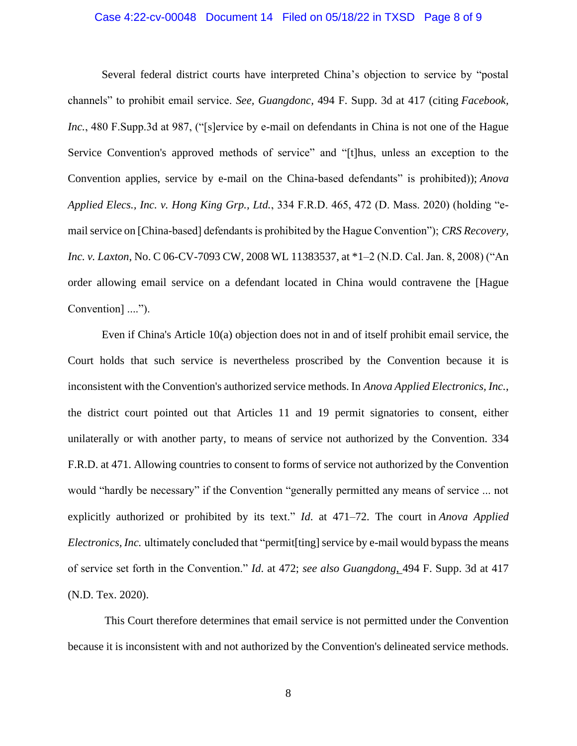Several federal district courts have interpreted China's objection to service by "postal channels" to prohibit email service. *See, Guangdonc*, 494 F. Supp. 3d at 417 (citing *Facebook, Inc.*, 480 F.Supp.3d at 987, ("[s]ervice by e-mail on defendants in China is not one of the Hague Service Convention's approved methods of service" and "[t]hus, unless an exception to the Convention applies, service by e-mail on the China-based defendants" is prohibited)); *Anova Applied Elecs., Inc. v. Hong King Grp., Ltd.*, 334 F.R.D. 465, 472 (D. Mass. 2020) (holding "e-mail service on [China-based] defendants is prohibited by the Hague Convention"); *CRS Recovery, Inc. v. Laxton*, No. C 06-CV-7093 CW, 2008 WL 11383537, at *1–2 (N.D. Cal. Jan. 8, 2008) ("An order allowing email service on a defendant located in China would contravene the [Hague Convention] ....").

Even if China's Article 10(a) objection does not in and of itself prohibit email service, the Court holds that such service is nevertheless proscribed by the Convention because it is inconsistent with the Convention's authorized service methods. In *Anova Applied Electronics, Inc.*, the district court pointed out that Articles 11 and 19 permit signatories to consent, either unilaterally or with another party, to means of service not authorized by the Convention. 334 F.R.D. at 471. Allowing countries to consent to forms of service not authorized by the Convention would "hardly be necessary" if the Convention "generally permitted any means of service ... not explicitly authorized or prohibited by its text." *Id.* at 471–72. The court in *Anova Applied Electronics, Inc.* ultimately concluded that "permit[ting] service by e-mail would bypass the means of service set forth in the Convention." *Id.* at 472; *see also Guangdong*, 494 F. Supp. 3d at 417 (N.D. Tex. 2020).

This Court therefore determines that email service is not permitted under the Convention because it is inconsistent with and not authorized by the Convention's delineated service methods.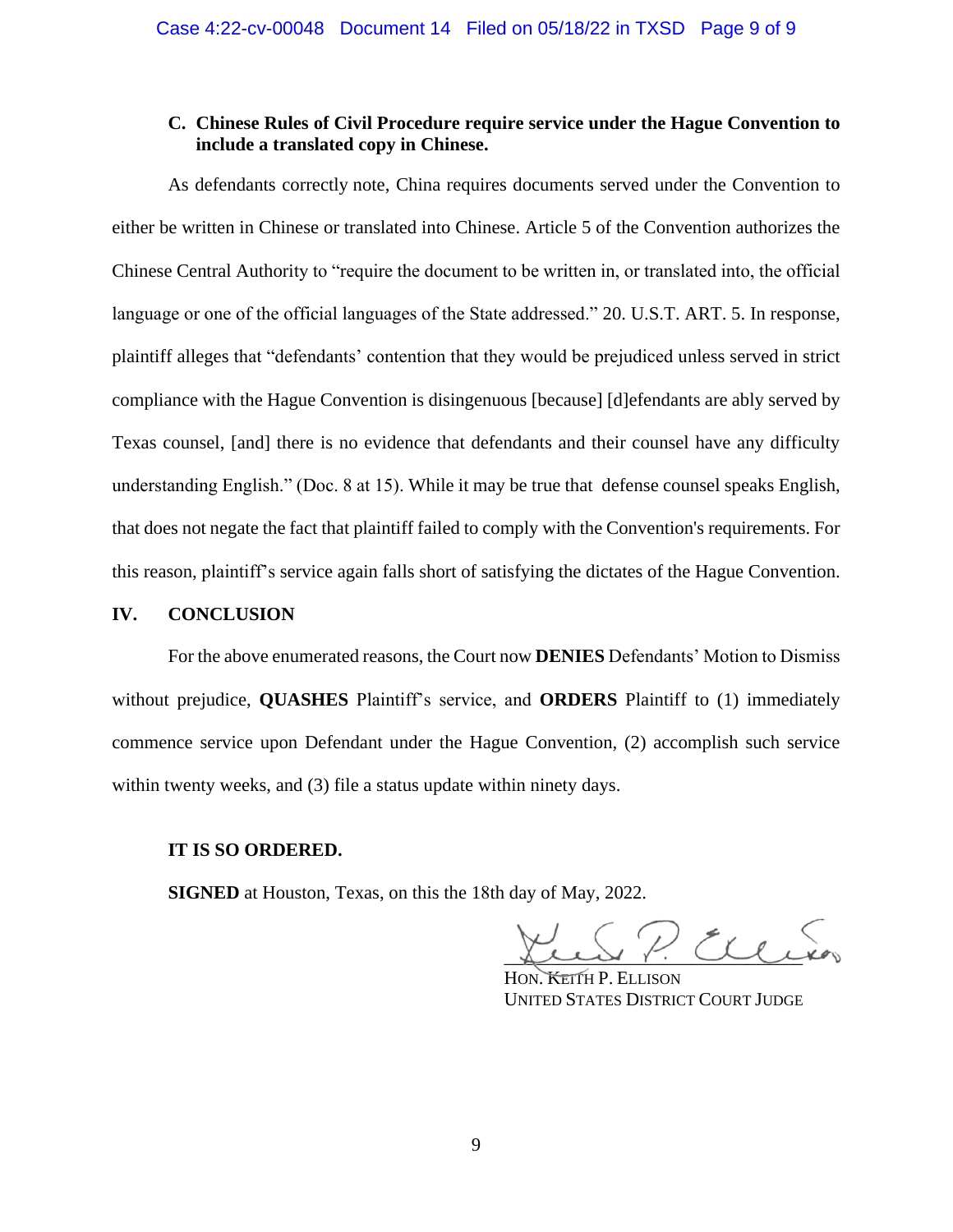### C. Chinese Rules of Civil Procedure require service under the Hague Convention to include a translated copy in Chinese.

As defendants correctly note, China requires documents served under the Convention to either be written in Chinese or translated into Chinese. Article 5 of the Convention authorizes the Chinese Central Authority to "require the document to be written in, or translated into, the official language or one of the official languages of the State addressed." 20. U.S.T. ART. 5. In response, plaintiff alleges that "defendants' contention that they would be prejudiced unless served in strict compliance with the Hague Convention is disingenuous [because] [d]efendants are ably served by Texas counsel, [and] there is no evidence that defendants and their counsel have any difficulty understanding English." (Doc. 8 at 15). While it may be true that defense counsel speaks English, that does not negate the fact that plaintiff failed to comply with the Convention's requirements. For this reason, plaintiff's service again falls short of satisfying the dictates of the Hague Convention.

## IV. CONCLUSION

For the above enumerated reasons, the Court now **DENIES** Defendants' Motion to Dismiss without prejudice, **QUASHES** Plaintiff's service, and **ORDERS** Plaintiff to (1) immediately commence service upon Defendant under the Hague Convention, (2) accomplish such service within twenty weeks, and (3) file a status update within ninety days.

**IT IS SO ORDERED.**

**SIGNED** at Houston, Texas, on this the 18th day of May, 2022.

HON. KEITH P. ELLISON
UNITED STATES DISTRICT COURT JUDGE